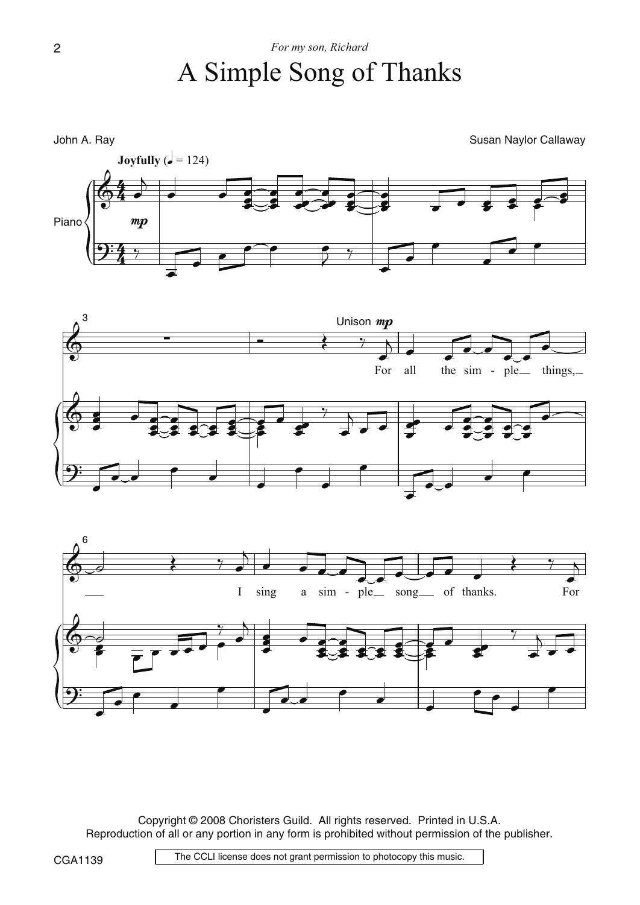*For my son, Richard*

# A Simple Song of Thanks

John A. Ray

Susan Naylor Callaway

**Joyfully** (♩ = 124)

Piano

*mp*

Unison *mp*

For all the sim - ple things,

I sing a sim - ple song of thanks. For

Copyright © 2008 Choristers Guild. All rights reserved. Printed in U.S.A.
Reproduction of all or any portion in any form is prohibited without permission of the publisher.

CGA1139

The CCLI license does not grant permission to photocopy this music.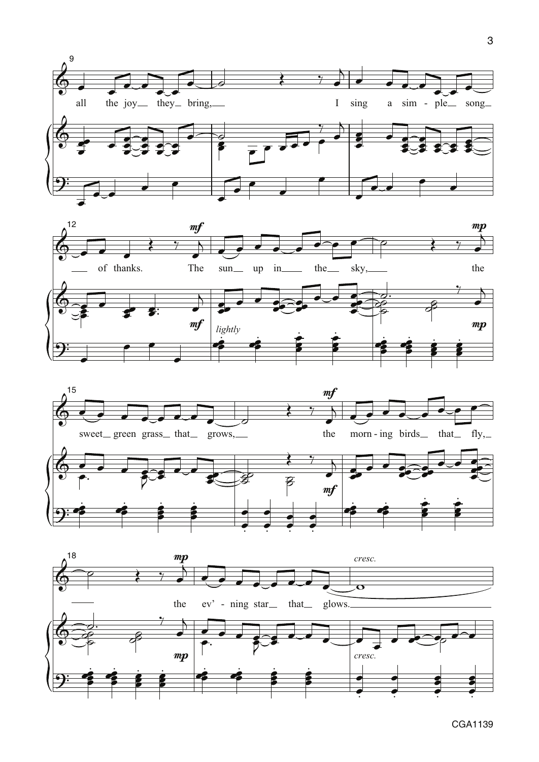all the joy they bring, I sing a sim - ple song of thanks.

*mf* The sun up in the sky, *mp* the sweet green grass that grows,

*mf* the morn - ing birds that fly, *mp* the ev' - ning star that glows.

*lightly*

*cresc.*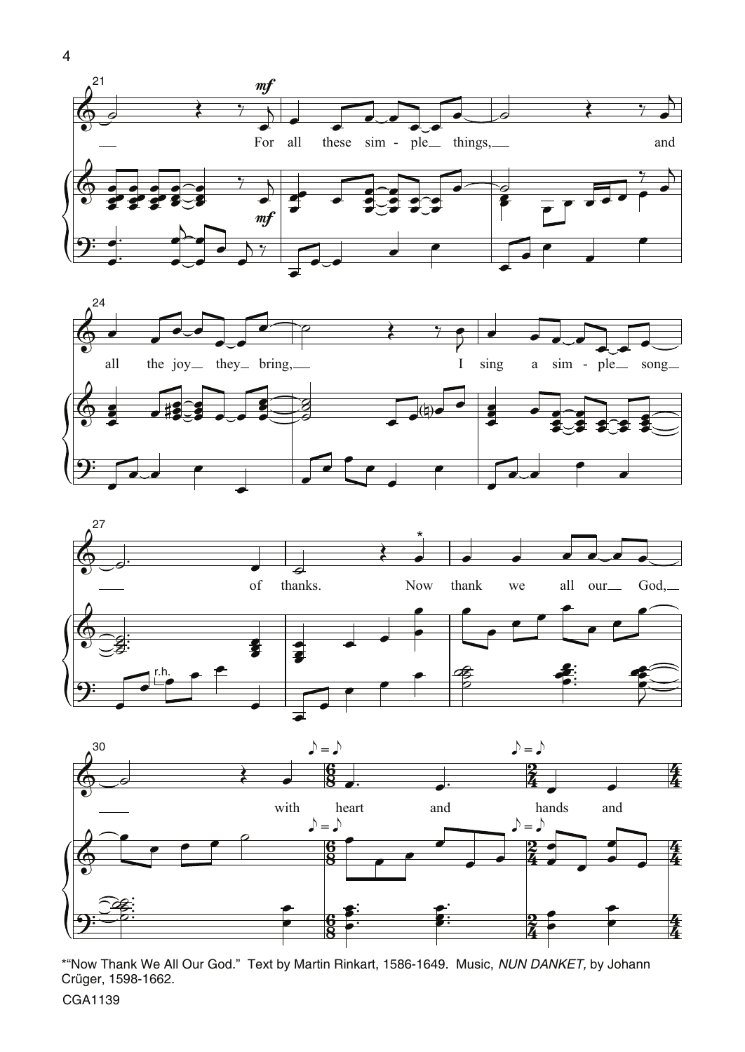*"Now Thank We All Our God." Text by Martin Rinkart, 1586-1649. Music, *NUN DANKET,* by Johann Crüger, 1598-1662.

CGA1139